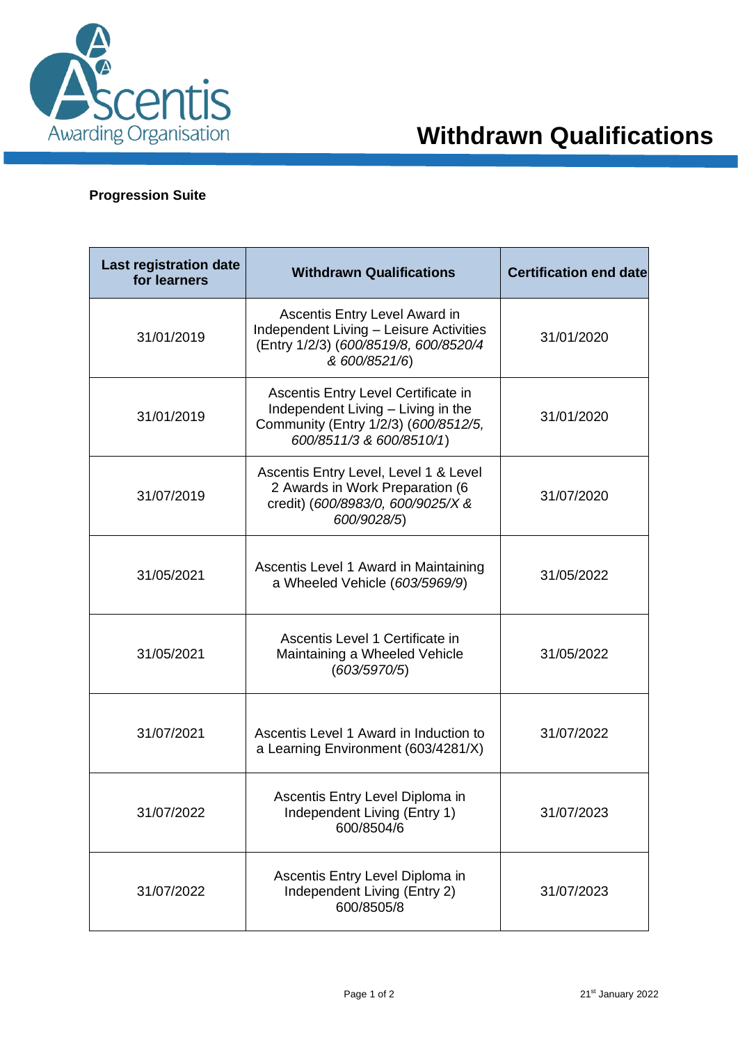# Withdrawn Qualifications

**Progression Suite**

| Last registration date for learners | Withdrawn Qualifications | Certification end date |
|---|---|---|
| 31/01/2019 | Ascentis Entry Level Award in Independent Living – Leisure Activities (Entry 1/2/3) (*600/8519/8, 600/8520/4 & 600/8521/6*) | 31/01/2020 |
| 31/01/2019 | Ascentis Entry Level Certificate in Independent Living – Living in the Community (Entry 1/2/3) (*600/8512/5, 600/8511/3 & 600/8510/1*) | 31/01/2020 |
| 31/07/2019 | Ascentis Entry Level, Level 1 & Level 2 Awards in Work Preparation (6 credit) (*600/8983/0, 600/9025/X & 600/9028/5*) | 31/07/2020 |
| 31/05/2021 | Ascentis Level 1 Award in Maintaining a Wheeled Vehicle (*603/5969/9*) | 31/05/2022 |
| 31/05/2021 | Ascentis Level 1 Certificate in Maintaining a Wheeled Vehicle (*603/5970/5*) | 31/05/2022 |
| 31/07/2021 | Ascentis Level 1 Award in Induction to a Learning Environment (603/4281/X) | 31/07/2022 |
| 31/07/2022 | Ascentis Entry Level Diploma in Independent Living (Entry 1) 600/8504/6 | 31/07/2023 |
| 31/07/2022 | Ascentis Entry Level Diploma in Independent Living (Entry 2) 600/8505/8 | 31/07/2023 |

21st January 2022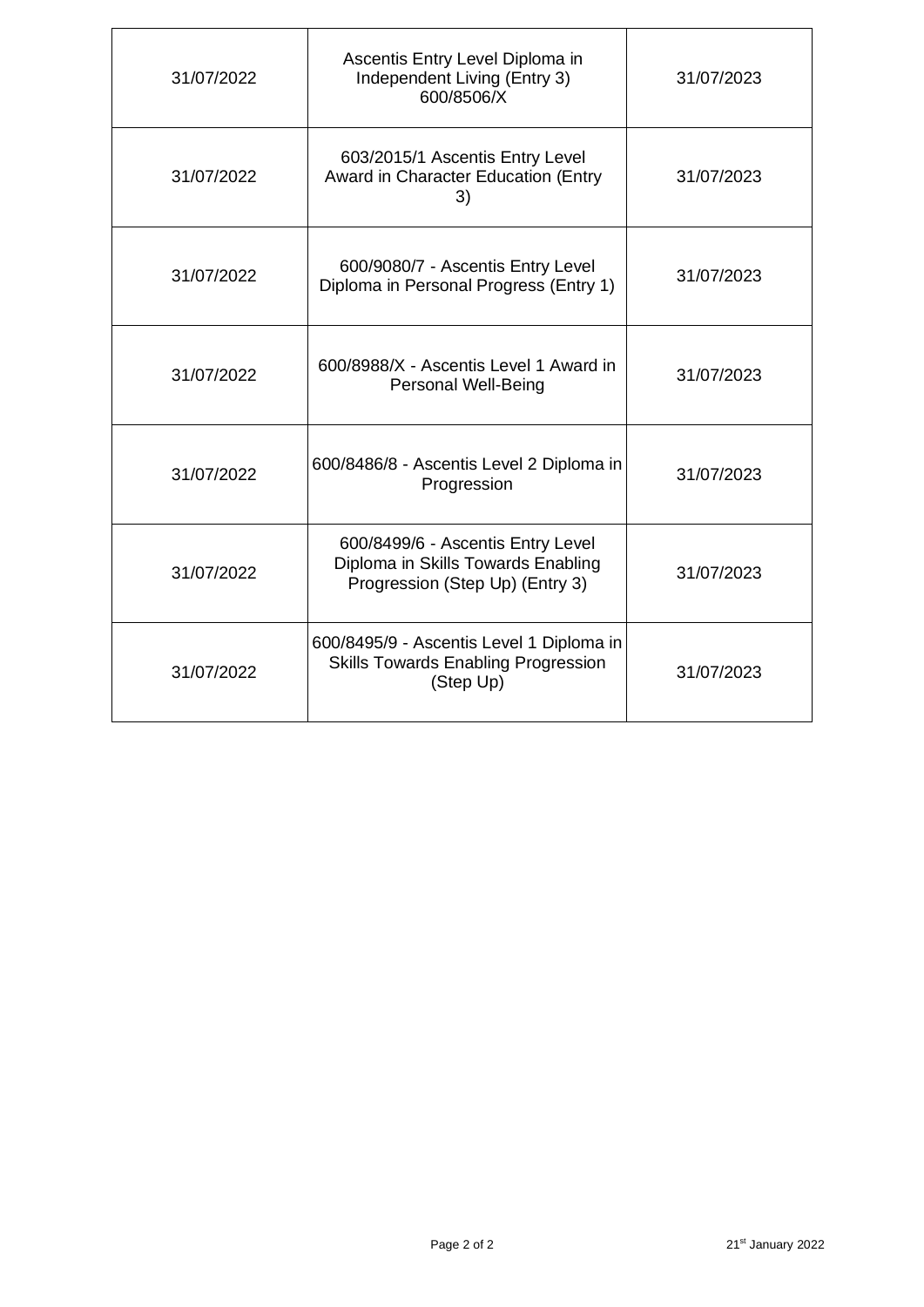| | | |
|---|---|---|
| 31/07/2022 | Ascentis Entry Level Diploma in Independent Living (Entry 3) 600/8506/X | 31/07/2023 |
| 31/07/2022 | 603/2015/1 Ascentis Entry Level Award in Character Education (Entry 3) | 31/07/2023 |
| 31/07/2022 | 600/9080/7 - Ascentis Entry Level Diploma in Personal Progress (Entry 1) | 31/07/2023 |
| 31/07/2022 | 600/8988/X - Ascentis Level 1 Award in Personal Well-Being | 31/07/2023 |
| 31/07/2022 | 600/8486/8 - Ascentis Level 2 Diploma in Progression | 31/07/2023 |
| 31/07/2022 | 600/8499/6 - Ascentis Entry Level Diploma in Skills Towards Enabling Progression (Step Up) (Entry 3) | 31/07/2023 |
| 31/07/2022 | 600/8495/9 - Ascentis Level 1 Diploma in Skills Towards Enabling Progression (Step Up) | 31/07/2023 |